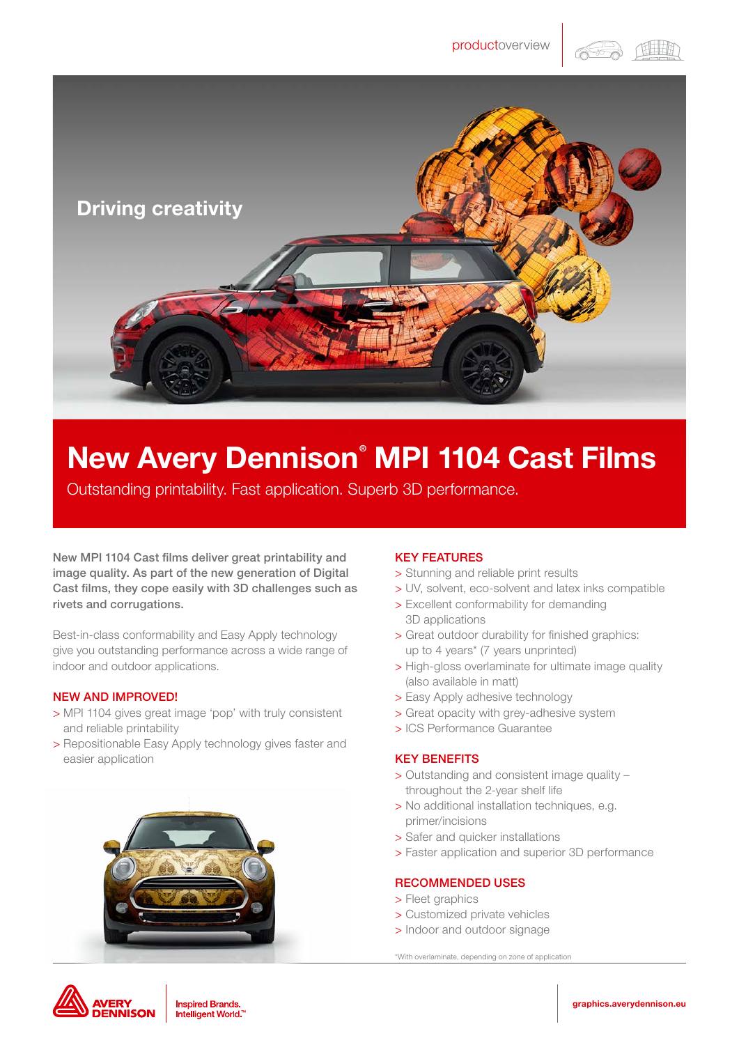productoverview

Driving creativity

# New Avery Dennison® MPI 1104 Cast Films

Outstanding printability. Fast application. Superb 3D performance.

**New MPI 1104 Cast films deliver great printability and image quality. As part of the new generation of Digital Cast films, they cope easily with 3D challenges such as rivets and corrugations.**

Best-in-class conformability and Easy Apply technology give you outstanding performance across a wide range of indoor and outdoor applications.

## NEW AND IMPROVED!

> MPI 1104 gives great image 'pop' with truly consistent and reliable printability
> Repositionable Easy Apply technology gives faster and easier application

## KEY FEATURES

> Stunning and reliable print results
> UV, solvent, eco-solvent and latex inks compatible
> Excellent conformability for demanding 3D applications
> Great outdoor durability for finished graphics: up to 4 years* (7 years unprinted)
> High-gloss overlaminate for ultimate image quality (also available in matt)
> Easy Apply adhesive technology
> Great opacity with grey-adhesive system
> ICS Performance Guarantee

## KEY BENEFITS

> Outstanding and consistent image quality – throughout the 2-year shelf life
> No additional installation techniques, e.g. primer/incisions
> Safer and quicker installations
> Faster application and superior 3D performance

## RECOMMENDED USES

> Fleet graphics
> Customized private vehicles
> Indoor and outdoor signage

*With overlaminate, depending on zone of application

AVERY DENNISON | Inspired Brands. Intelligent World.™

graphics.averydennison.eu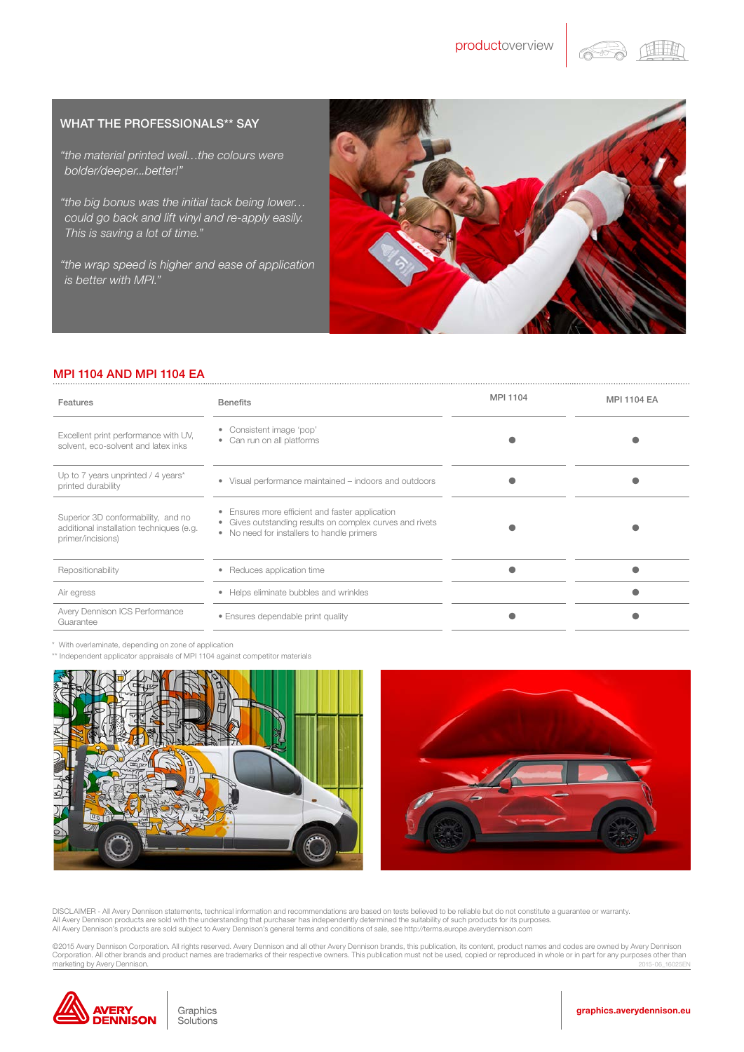## WHAT THE PROFESSIONALS** SAY

*"the material printed well…the colours were bolder/deeper...better!"*

*"the big bonus was the initial tack being lower… could go back and lift vinyl and re-apply easily. This is saving a lot of time."*

*"the wrap speed is higher and ease of application is better with MPI."*

## MPI 1104 AND MPI 1104 EA

| Features | Benefits | MPI 1104 | MPI 1104 EA |
|---|---|---|---|
| Excellent print performance with UV, solvent, eco-solvent and latex inks | • Consistent image 'pop'<br>• Can run on all platforms | ● | ● |
| Up to 7 years unprinted / 4 years* printed durability | • Visual performance maintained – indoors and outdoors | ● | ● |
| Superior 3D conformability, and no additional installation techniques (e.g. primer/incisions) | • Ensures more efficient and faster application<br>• Gives outstanding results on complex curves and rivets<br>• No need for installers to handle primers | ● | ● |
| Repositionability | • Reduces application time | ● | ● |
| Air egress | • Helps eliminate bubbles and wrinkles | | ● |
| Avery Dennison ICS Performance Guarantee | • Ensures dependable print quality | ● | ● |

\* With overlaminate, depending on zone of application

** Independent applicator appraisals of MPI 1104 against competitor materials

DISCLAIMER - All Avery Dennison statements, technical information and recommendations are based on tests believed to be reliable but do not constitute a guarantee or warranty. All Avery Dennison products are sold with the understanding that purchaser has independently determined the suitability of such products for its purposes. All Avery Dennison's products are sold subject to Avery Dennison's general terms and conditions of sale, see http://terms.europe.averydennison.com

©2015 Avery Dennison Corporation. All rights reserved. Avery Dennison and all other Avery Dennison brands, this publication, its content, product names and codes are owned by Avery Dennison Corporation. All other brands and product names are trademarks of their respective owners. This publication must not be used, copied or reproduced in whole or in part for any purposes other than marketing by Avery Dennison.

2015-06_16025EN

AVERY DENNISON Graphics Solutions

graphics.averydennison.eu